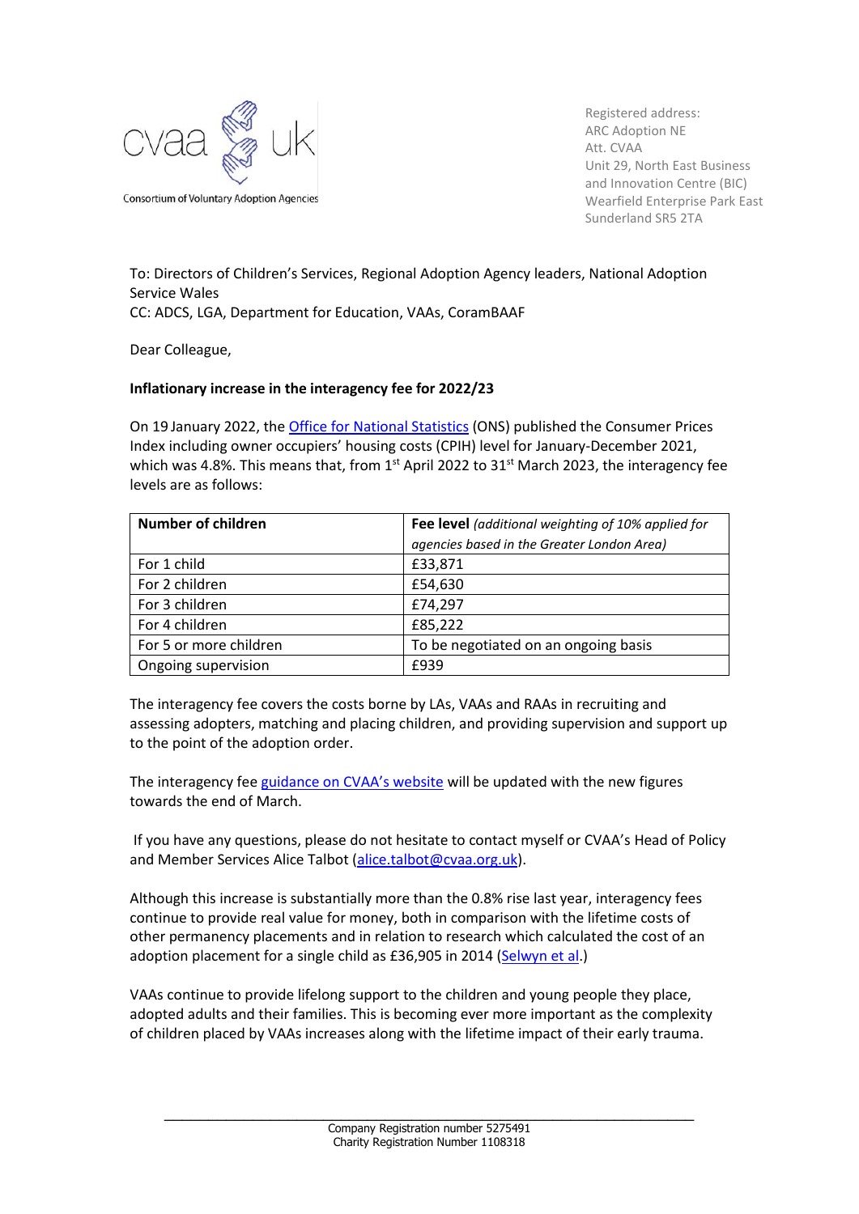cvaa uk

Consortium of Voluntary Adoption Agencies

Registered address:
ARC Adoption NE
Att. CVAA
Unit 29, North East Business
and Innovation Centre (BIC)
Wearfield Enterprise Park East
Sunderland SR5 2TA

To: Directors of Children's Services, Regional Adoption Agency leaders, National Adoption Service Wales
CC: ADCS, LGA, Department for Education, VAAs, CoramBAAF

Dear Colleague,

**Inflationary increase in the interagency fee for 2022/23**

On 19 January 2022, the Office for National Statistics (ONS) published the Consumer Prices Index including owner occupiers' housing costs (CPIH) level for January-December 2021, which was 4.8%. This means that, from 1st April 2022 to 31st March 2023, the interagency fee levels are as follows:

| **Number of children** | **Fee level** *(additional weighting of 10% applied for agencies based in the Greater London Area)* |
|---|---|
| For 1 child | £33,871 |
| For 2 children | £54,630 |
| For 3 children | £74,297 |
| For 4 children | £85,222 |
| For 5 or more children | To be negotiated on an ongoing basis |
| Ongoing supervision | £939 |

The interagency fee covers the costs borne by LAs, VAAs and RAAs in recruiting and assessing adopters, matching and placing children, and providing supervision and support up to the point of the adoption order.

The interagency fee guidance on CVAA's website will be updated with the new figures towards the end of March.

If you have any questions, please do not hesitate to contact myself or CVAA's Head of Policy and Member Services Alice Talbot (alice.talbot@cvaa.org.uk).

Although this increase is substantially more than the 0.8% rise last year, interagency fees continue to provide real value for money, both in comparison with the lifetime costs of other permanency placements and in relation to research which calculated the cost of an adoption placement for a single child as £36,905 in 2014 (Selwyn et al.)

VAAs continue to provide lifelong support to the children and young people they place, adopted adults and their families. This is becoming ever more important as the complexity of children placed by VAAs increases along with the lifetime impact of their early trauma.

Company Registration number 5275491
Charity Registration Number 1108318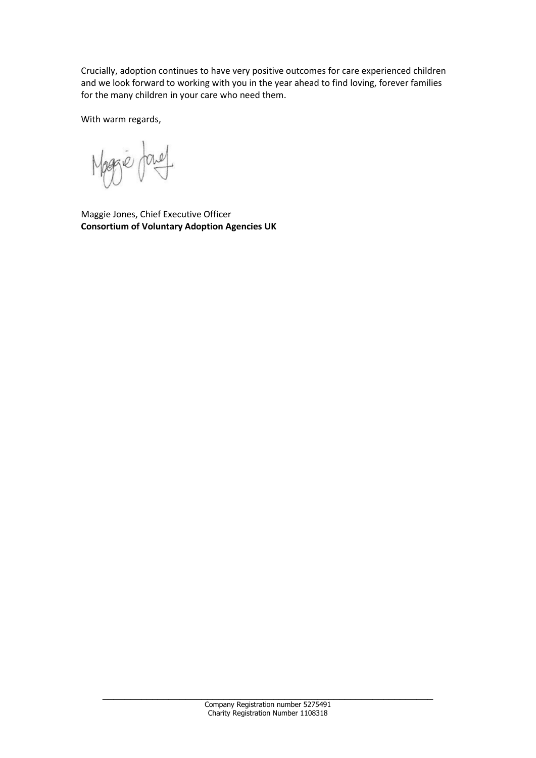Crucially, adoption continues to have very positive outcomes for care experienced children and we look forward to working with you in the year ahead to find loving, forever families for the many children in your care who need them.

With warm regards,

Maggie Jones, Chief Executive Officer
**Consortium of Voluntary Adoption Agencies UK**

Company Registration number 5275491
Charity Registration Number 1108318